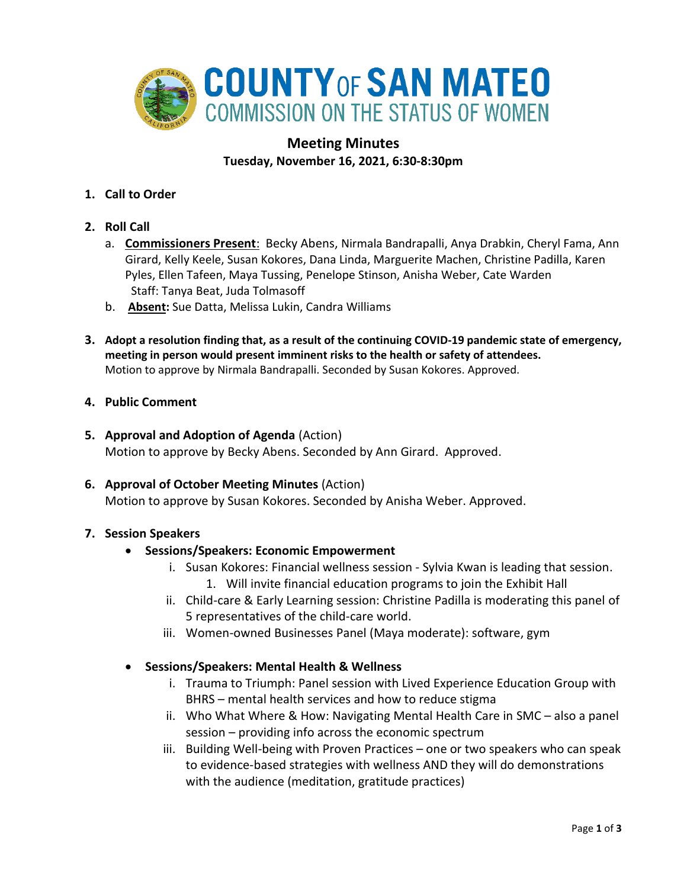# COUNTY OF SAN MATEO
## COMMISSION ON THE STATUS OF WOMEN

## Meeting Minutes
**Tuesday, November 16, 2021, 6:30-8:30pm**

1. **Call to Order**

2. **Roll Call**
   a. **Commissioners Present**: Becky Abens, Nirmala Bandrapalli, Anya Drabkin, Cheryl Fama, Ann Girard, Kelly Keele, Susan Kokores, Dana Linda, Marguerite Machen, Christine Padilla, Karen Pyles, Ellen Tafeen, Maya Tussing, Penelope Stinson, Anisha Weber, Cate Warden
   Staff: Tanya Beat, Juda Tolmasoff
   b. **Absent:** Sue Datta, Melissa Lukin, Candra Williams

3. **Adopt a resolution finding that, as a result of the continuing COVID-19 pandemic state of emergency, meeting in person would present imminent risks to the health or safety of attendees.**
   Motion to approve by Nirmala Bandrapalli. Seconded by Susan Kokores. Approved.

4. **Public Comment**

5. **Approval and Adoption of Agenda** (Action)
   Motion to approve by Becky Abens. Seconded by Ann Girard. Approved.

6. **Approval of October Meeting Minutes** (Action)
   Motion to approve by Susan Kokores. Seconded by Anisha Weber. Approved.

7. **Session Speakers**
   - **Sessions/Speakers: Economic Empowerment**
     i. Susan Kokores: Financial wellness session - Sylvia Kwan is leading that session.
        1. Will invite financial education programs to join the Exhibit Hall
     ii. Child-care & Early Learning session: Christine Padilla is moderating this panel of 5 representatives of the child-care world.
     iii. Women-owned Businesses Panel (Maya moderate): software, gym
   - **Sessions/Speakers: Mental Health & Wellness**
     i. Trauma to Triumph: Panel session with Lived Experience Education Group with BHRS – mental health services and how to reduce stigma
     ii. Who What Where & How: Navigating Mental Health Care in SMC – also a panel session – providing info across the economic spectrum
     iii. Building Well-being with Proven Practices – one or two speakers who can speak to evidence-based strategies with wellness AND they will do demonstrations with the audience (meditation, gratitude practices)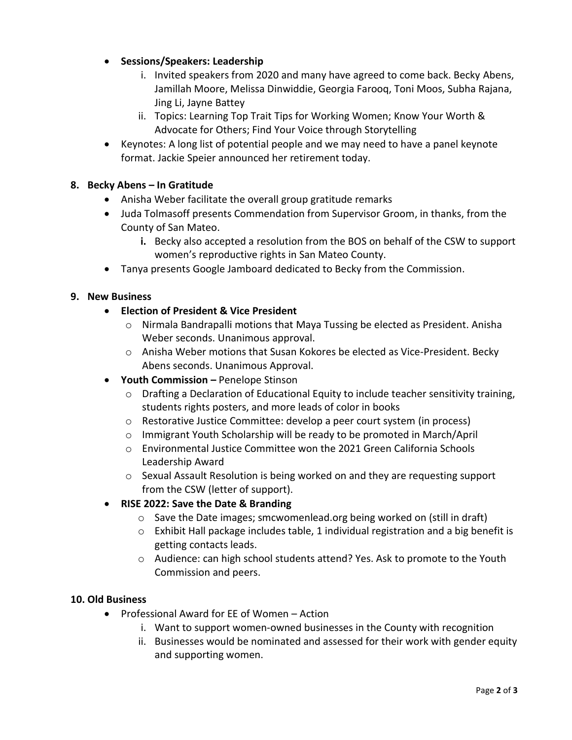- **Sessions/Speakers: Leadership**
    1. Invited speakers from 2020 and many have agreed to come back. Becky Abens, Jamillah Moore, Melissa Dinwiddie, Georgia Farooq, Toni Moos, Subha Rajana, Jing Li, Jayne Battey
    2. Topics: Learning Top Trait Tips for Working Women; Know Your Worth & Advocate for Others; Find Your Voice through Storytelling
- Keynotes: A long list of potential people and we may need to have a panel keynote format. Jackie Speier announced her retirement today.

**8. Becky Abens – In Gratitude**

- Anisha Weber facilitate the overall group gratitude remarks
- Juda Tolmasoff presents Commendation from Supervisor Groom, in thanks, from the County of San Mateo.
    - **i.** Becky also accepted a resolution from the BOS on behalf of the CSW to support women's reproductive rights in San Mateo County.
- Tanya presents Google Jamboard dedicated to Becky from the Commission.

**9. New Business**

- **Election of President & Vice President**
    - Nirmala Bandrapalli motions that Maya Tussing be elected as President. Anisha Weber seconds. Unanimous approval.
    - Anisha Weber motions that Susan Kokores be elected as Vice-President. Becky Abens seconds. Unanimous Approval.
- **Youth Commission –** Penelope Stinson
    - Drafting a Declaration of Educational Equity to include teacher sensitivity training, students rights posters, and more leads of color in books
    - Restorative Justice Committee: develop a peer court system (in process)
    - Immigrant Youth Scholarship will be ready to be promoted in March/April
    - Environmental Justice Committee won the 2021 Green California Schools Leadership Award
    - Sexual Assault Resolution is being worked on and they are requesting support from the CSW (letter of support).
- **RISE 2022: Save the Date & Branding**
    - Save the Date images; smcwomenlead.org being worked on (still in draft)
    - Exhibit Hall package includes table, 1 individual registration and a big benefit is getting contacts leads.
    - Audience: can high school students attend? Yes. Ask to promote to the Youth Commission and peers.

**10. Old Business**

- Professional Award for EE of Women – Action
    1. Want to support women-owned businesses in the County with recognition
    2. Businesses would be nominated and assessed for their work with gender equity and supporting women.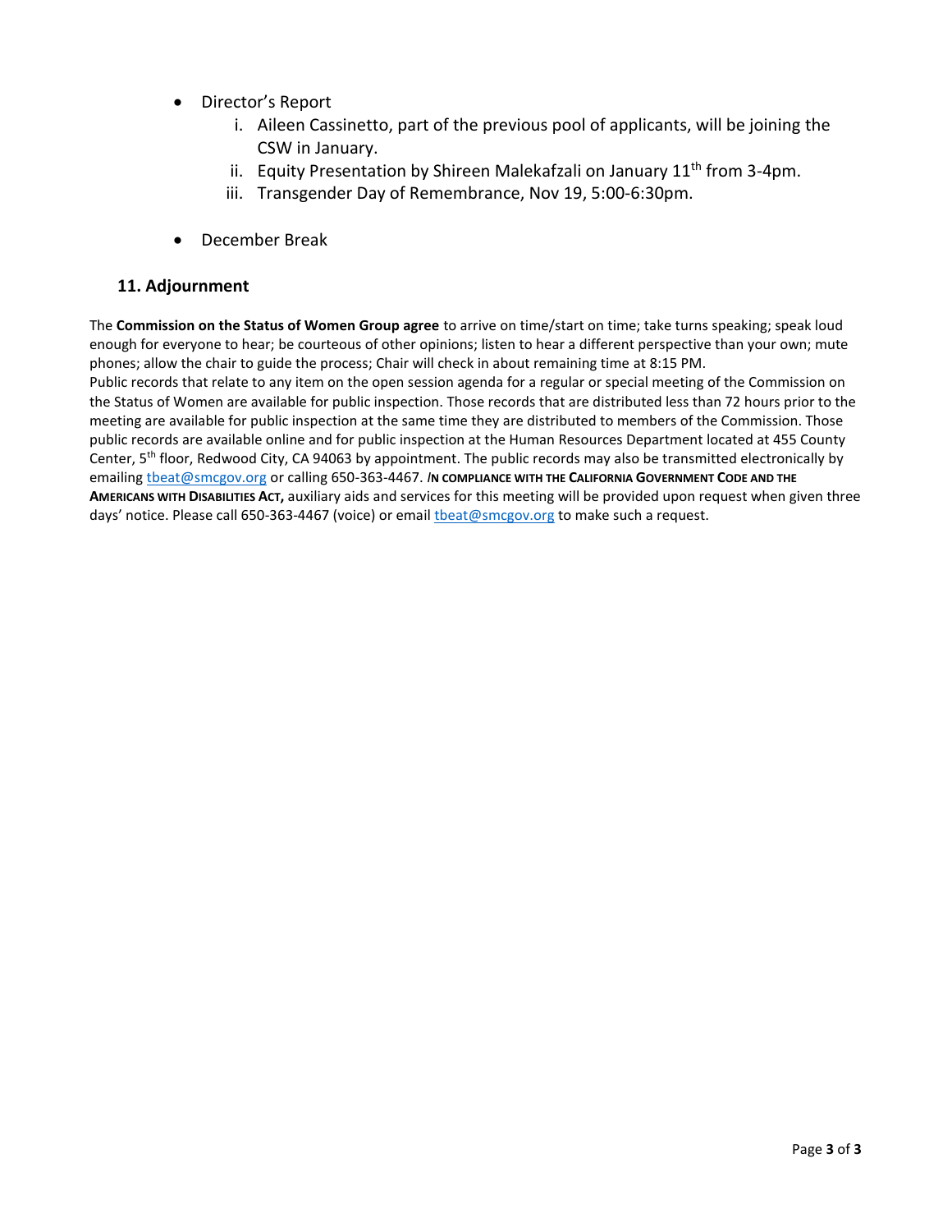- Director's Report
    i. Aileen Cassinetto, part of the previous pool of applicants, will be joining the CSW in January.
    ii. Equity Presentation by Shireen Malekafzali on January 11th from 3-4pm.
    iii. Transgender Day of Remembrance, Nov 19, 5:00-6:30pm.

- December Break

## 11. Adjournment

The **Commission on the Status of Women Group agree** to arrive on time/start on time; take turns speaking; speak loud enough for everyone to hear; be courteous of other opinions; listen to hear a different perspective than your own; mute phones; allow the chair to guide the process; Chair will check in about remaining time at 8:15 PM.

Public records that relate to any item on the open session agenda for a regular or special meeting of the Commission on the Status of Women are available for public inspection. Those records that are distributed less than 72 hours prior to the meeting are available for public inspection at the same time they are distributed to members of the Commission. Those public records are available online and for public inspection at the Human Resources Department located at 455 County Center, 5th floor, Redwood City, CA 94063 by appointment. The public records may also be transmitted electronically by emailing tbeat@smcgov.org or calling 650-363-4467. ***IN COMPLIANCE WITH THE CALIFORNIA GOVERNMENT CODE AND THE AMERICANS WITH DISABILITIES ACT,*** auxiliary aids and services for this meeting will be provided upon request when given three days' notice. Please call 650-363-4467 (voice) or email tbeat@smcgov.org to make such a request.